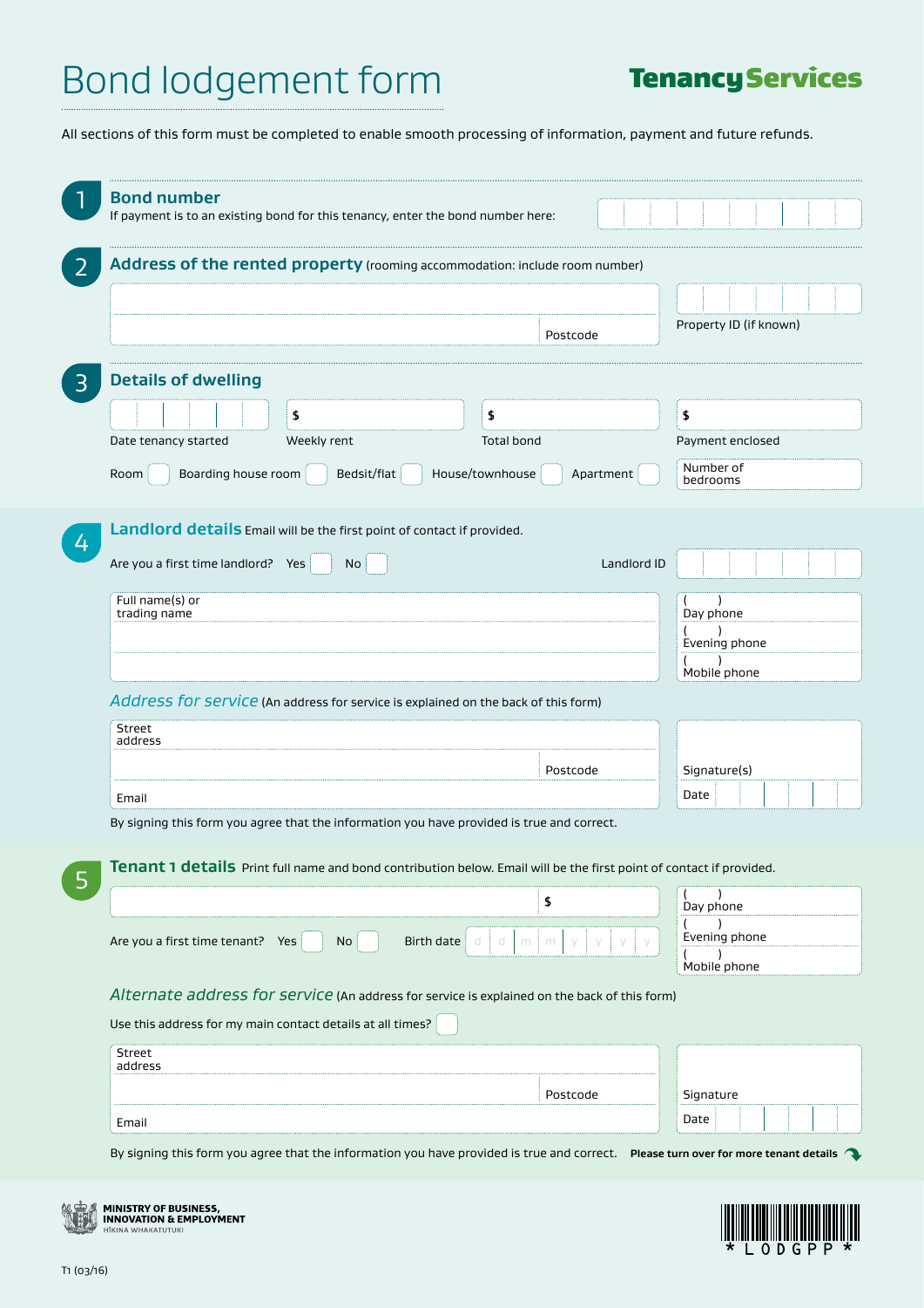# Bond lodgement form

**Tenancy Services**

All sections of this form must be completed to enable smooth processing of information, payment and future refunds.

## 1 Bond number

If payment is to an existing bond for this tenancy, enter the bond number here:

## 2 Address of the rented property (rooming accommodation: include room number)

Postcode

Property ID (if known)

## 3 Details of dwelling

Date tenancy started

$ Weekly rent

$ Total bond

$ Payment enclosed

Room ☐ Boarding house room ☐ Bedsit/flat ☐ House/townhouse ☐ Apartment ☐

Number of bedrooms

## 4 Landlord details

Email will be the first point of contact if provided.

Are you a first time landlord? Yes ☐ No ☐

Landlord ID

Full name(s) or trading name

( ) Day phone

( ) Evening phone

( ) Mobile phone

*Address for service* (An address for service is explained on the back of this form)

Street address

Postcode

Email

Signature(s)

Date

By signing this form you agree that the information you have provided is true and correct.

## 5 Tenant 1 details

Print full name and bond contribution below. Email will be the first point of contact if provided.

$

( ) Day phone

( ) Evening phone

( ) Mobile phone

Are you a first time tenant? Yes ☐ No ☐

Birth date d d m m y y y y

*Alternate address for service* (An address for service is explained on the back of this form)

Use this address for my main contact details at all times? ☐

Street address

Postcode

Email

Signature

Date

By signing this form you agree that the information you have provided is true and correct.

**Please turn over for more tenant details**

MINISTRY OF BUSINESS, INNOVATION & EMPLOYMENT
HĪKINA WHAKATUTUKI

\* L O D G P P \*

T1 (03/16)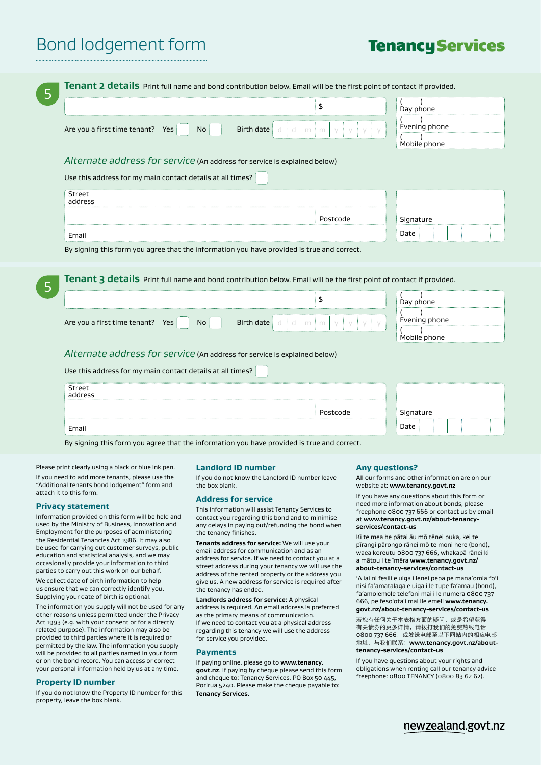# Bond lodgement form

**Tenancy Services**

## 5 Tenant 2 details

Print full name and bond contribution below. Email will be the first point of contact if provided.

$

Are you a first time tenant? Yes No Birth date d d m m y y y y

( ) Day phone

( ) Evening phone

( ) Mobile phone

*Alternate address for service* (An address for service is explained below)

Use this address for my main contact details at all times?

Street address

Postcode

Email

Signature

Date

By signing this form you agree that the information you have provided is true and correct.

## 5 Tenant 3 details

Print full name and bond contribution below. Email will be the first point of contact if provided.

$

Are you a first time tenant? Yes No Birth date d d m m y y y y

( ) Day phone

( ) Evening phone

( ) Mobile phone

*Alternate address for service* (An address for service is explained below)

Use this address for my main contact details at all times?

Street address

Postcode

Email

Signature

Date

By signing this form you agree that the information you have provided is true and correct.

Please print clearly using a black or blue ink pen.

If you need to add more tenants, please use the "Additional tenants bond lodgement" form and attach it to this form.

### Privacy statement

Information provided on this form will be held and used by the Ministry of Business, Innovation and Employment for the purposes of administering the Residential Tenancies Act 1986. It may also be used for carrying out customer surveys, public education and statistical analysis, and we may occasionally provide your information to third parties to carry out this work on our behalf.

We collect date of birth information to help us ensure that we can correctly identify you. Supplying your date of birth is optional.

The information you supply will not be used for any other reasons unless permitted under the Privacy Act 1993 (e.g. with your consent or for a directly related purpose). The information may also be provided to third parties where it is required or permitted by the law. The information you supply will be provided to all parties named in your form or on the bond record. You can access or correct your personal information held by us at any time.

### Property ID number

If you do not know the Property ID number for this property, leave the box blank.

### Landlord ID number

If you do not know the Landlord ID number leave the box blank.

### Address for service

This information will assist Tenancy Services to contact you regarding this bond and to minimise any delays in paying out/refunding the bond when the tenancy finishes.

**Tenants address for service:** We will use your email address for communication and as an address for service. If we need to contact you at a street address during your tenancy we will use the address of the rented property or the address you give us. A new address for service is required after the tenancy has ended.

**Landlords address for service:** A physical address is required. An email address is preferred as the primary means of communication. If we need to contact you at a physical address regarding this tenancy we will use the address for service you provided.

### Payments

If paying online, please go to **www.tenancy.govt.nz**. If paying by cheque please send this form and cheque to: Tenancy Services, PO Box 50 445, Porirua 5240. Please make the cheque payable to: **Tenancy Services**.

### Any questions?

All our forms and other information are on our website at: **www.tenancy.govt.nz**

If you have any questions about this form or need more information about bonds, please freephone 0800 737 666 or contact us by email at **www.tenancy.govt.nz/about-tenancy-services/contact-us**

Ki te mea he pātai āu mō tēnei puka, kei te pīrangi pārongo rānei mō te moni here (bond), waea koreutu 0800 737 666, whakapā rānei ki a mātou i te īmēra **www.tenancy.govt.nz/about-tenancy-services/contact-us**

'A iai ni fesili e uiga i lenei pepa pe mana'omia fo'i nisi fa'amatalaga e uiga i le tupe fa'amau (bond), fa'amolemole telefoni mai i le numera 0800 737 666, pe feso'ota'i mai ile emeli **www.tenancy.govt.nz/about-tenancy-services/contact-us**

若您有任何关于本表格方面的疑问，或是希望获得有关债券的更多详情，请拨打我们的免费热线电话 0800 737 666，或发送电邮至以下网站内的相应电邮地址，与我们联系： **www.tenancy.govt.nz/about-tenancy-services/contact-us**

If you have questions about your rights and obligations when renting call our tenancy advice freephone: 0800 TENANCY (0800 83 62 62).

newzealand.govt.nz